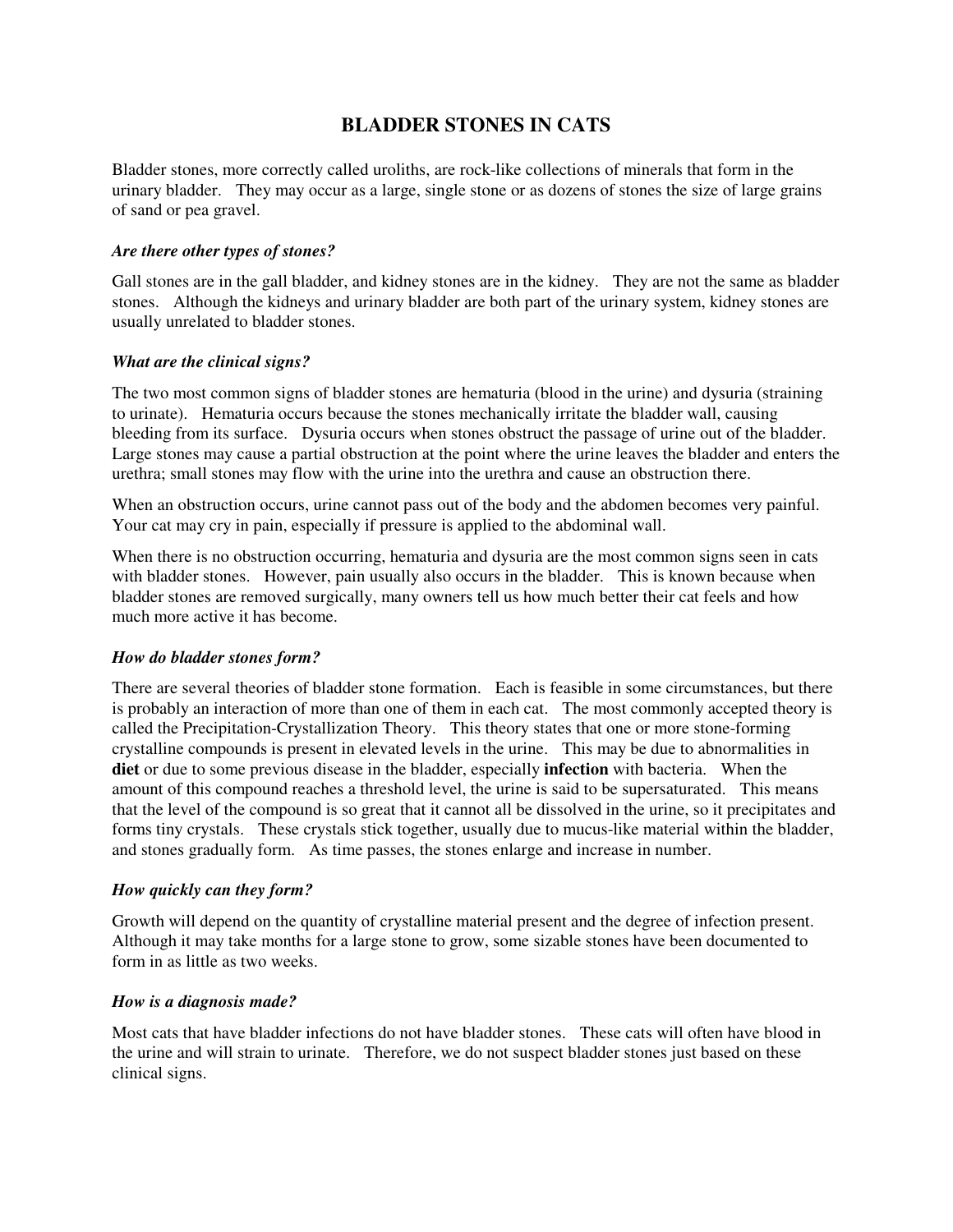# BLADDER STONES IN CATS

Bladder stones, more correctly called uroliths, are rock-like collections of minerals that form in the urinary bladder. They may occur as a large, single stone or as dozens of stones the size of large grains of sand or pea gravel.

### *Are there other types of stones?*

Gall stones are in the gall bladder, and kidney stones are in the kidney. They are not the same as bladder stones. Although the kidneys and urinary bladder are both part of the urinary system, kidney stones are usually unrelated to bladder stones.

### *What are the clinical signs?*

The two most common signs of bladder stones are hematuria (blood in the urine) and dysuria (straining to urinate). Hematuria occurs because the stones mechanically irritate the bladder wall, causing bleeding from its surface. Dysuria occurs when stones obstruct the passage of urine out of the bladder. Large stones may cause a partial obstruction at the point where the urine leaves the bladder and enters the urethra; small stones may flow with the urine into the urethra and cause an obstruction there.

When an obstruction occurs, urine cannot pass out of the body and the abdomen becomes very painful. Your cat may cry in pain, especially if pressure is applied to the abdominal wall.

When there is no obstruction occurring, hematuria and dysuria are the most common signs seen in cats with bladder stones. However, pain usually also occurs in the bladder. This is known because when bladder stones are removed surgically, many owners tell us how much better their cat feels and how much more active it has become.

### *How do bladder stones form?*

There are several theories of bladder stone formation. Each is feasible in some circumstances, but there is probably an interaction of more than one of them in each cat. The most commonly accepted theory is called the Precipitation-Crystallization Theory. This theory states that one or more stone-forming crystalline compounds is present in elevated levels in the urine. This may be due to abnormalities in **diet** or due to some previous disease in the bladder, especially **infection** with bacteria. When the amount of this compound reaches a threshold level, the urine is said to be supersaturated. This means that the level of the compound is so great that it cannot all be dissolved in the urine, so it precipitates and forms tiny crystals. These crystals stick together, usually due to mucus-like material within the bladder, and stones gradually form. As time passes, the stones enlarge and increase in number.

### *How quickly can they form?*

Growth will depend on the quantity of crystalline material present and the degree of infection present. Although it may take months for a large stone to grow, some sizable stones have been documented to form in as little as two weeks.

### *How is a diagnosis made?*

Most cats that have bladder infections do not have bladder stones. These cats will often have blood in the urine and will strain to urinate. Therefore, we do not suspect bladder stones just based on these clinical signs.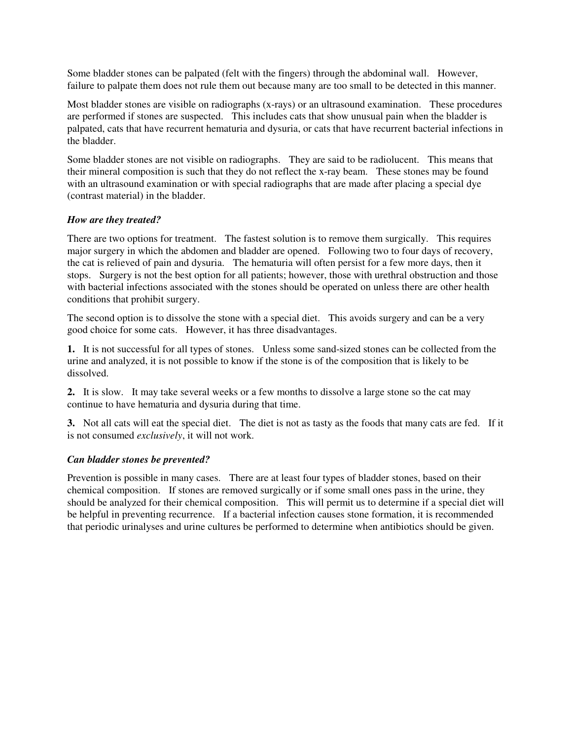Some bladder stones can be palpated (felt with the fingers) through the abdominal wall. However, failure to palpate them does not rule them out because many are too small to be detected in this manner.

Most bladder stones are visible on radiographs (x-rays) or an ultrasound examination. These procedures are performed if stones are suspected. This includes cats that show unusual pain when the bladder is palpated, cats that have recurrent hematuria and dysuria, or cats that have recurrent bacterial infections in the bladder.

Some bladder stones are not visible on radiographs. They are said to be radiolucent. This means that their mineral composition is such that they do not reflect the x-ray beam. These stones may be found with an ultrasound examination or with special radiographs that are made after placing a special dye (contrast material) in the bladder.

***How are they treated?***

There are two options for treatment. The fastest solution is to remove them surgically. This requires major surgery in which the abdomen and bladder are opened. Following two to four days of recovery, the cat is relieved of pain and dysuria. The hematuria will often persist for a few more days, then it stops. Surgery is not the best option for all patients; however, those with urethral obstruction and those with bacterial infections associated with the stones should be operated on unless there are other health conditions that prohibit surgery.

The second option is to dissolve the stone with a special diet. This avoids surgery and can be a very good choice for some cats. However, it has three disadvantages.

**1.** It is not successful for all types of stones. Unless some sand-sized stones can be collected from the urine and analyzed, it is not possible to know if the stone is of the composition that is likely to be dissolved.

**2.** It is slow. It may take several weeks or a few months to dissolve a large stone so the cat may continue to have hematuria and dysuria during that time.

**3.** Not all cats will eat the special diet. The diet is not as tasty as the foods that many cats are fed. If it is not consumed *exclusively*, it will not work.

***Can bladder stones be prevented?***

Prevention is possible in many cases. There are at least four types of bladder stones, based on their chemical composition. If stones are removed surgically or if some small ones pass in the urine, they should be analyzed for their chemical composition. This will permit us to determine if a special diet will be helpful in preventing recurrence. If a bacterial infection causes stone formation, it is recommended that periodic urinalyses and urine cultures be performed to determine when antibiotics should be given.